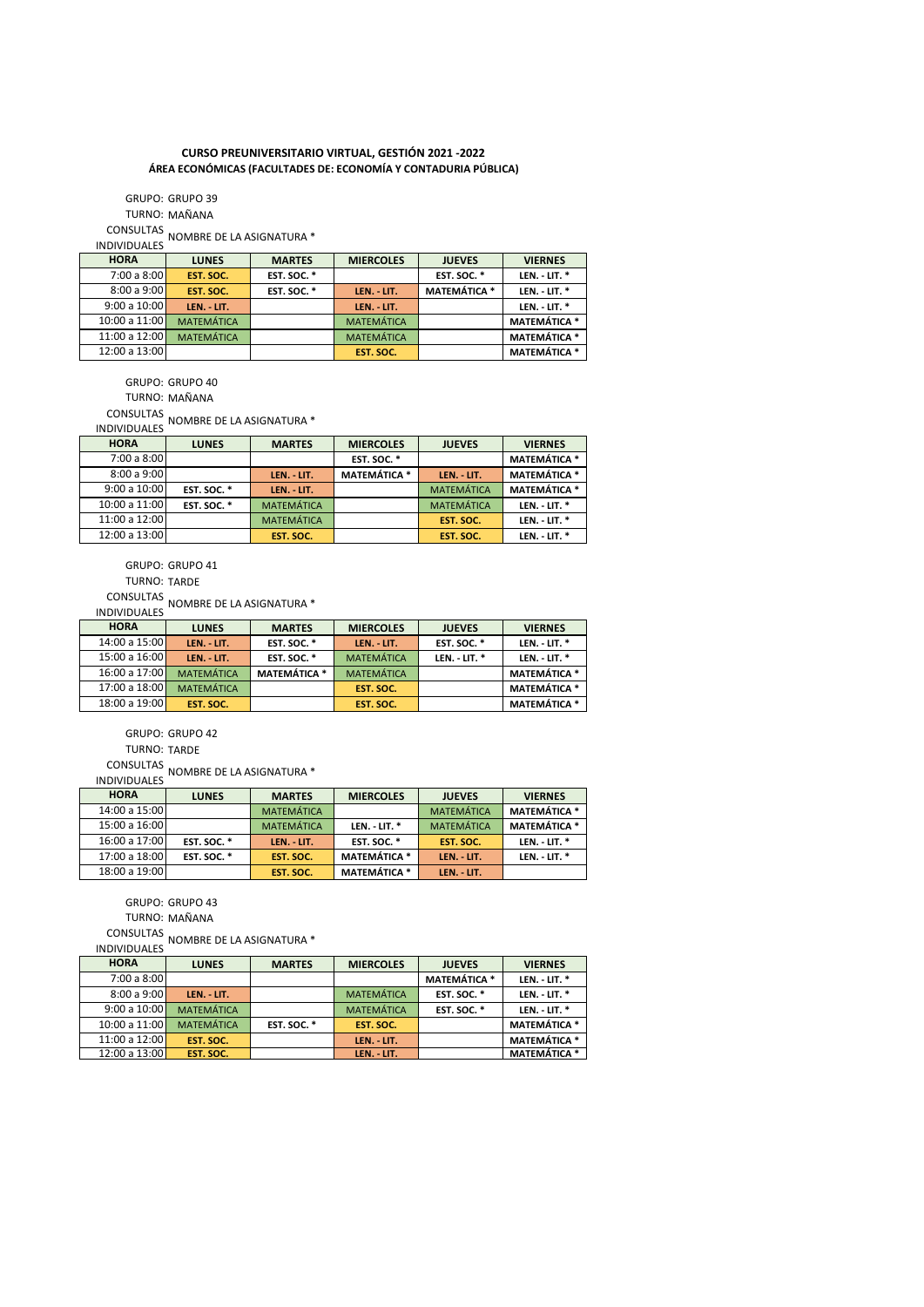**CURSO PREUNIVERSITARIO VIRTUAL, GESTIÓN 2021 -2022**
**ÁREA ECONÓMICAS (FACULTADES DE: ECONOMÍA Y CONTADURIA PÚBLICA)**

GRUPO: GRUPO 39
TURNO: MAÑANA
CONSULTAS INDIVIDUALES: NOMBRE DE LA ASIGNATURA *

| HORA | LUNES | MARTES | MIERCOLES | JUEVES | VIERNES |
|---|---|---|---|---|---|
| 7:00 a 8:00 | EST. SOC. | EST. SOC. * | | EST. SOC. * | LEN. - LIT. * |
| 8:00 a 9:00 | EST. SOC. | EST. SOC. * | LEN. - LIT. | MATEMÁTICA * | LEN. - LIT. * |
| 9:00 a 10:00 | LEN. - LIT. | | LEN. - LIT. | | LEN. - LIT. * |
| 10:00 a 11:00 | MATEMÁTICA | | MATEMÁTICA | | MATEMÁTICA * |
| 11:00 a 12:00 | MATEMÁTICA | | MATEMÁTICA | | MATEMÁTICA * |
| 12:00 a 13:00 | | | EST. SOC. | | MATEMÁTICA * |

GRUPO: GRUPO 40
TURNO: MAÑANA
CONSULTAS INDIVIDUALES: NOMBRE DE LA ASIGNATURA *

| HORA | LUNES | MARTES | MIERCOLES | JUEVES | VIERNES |
|---|---|---|---|---|---|
| 7:00 a 8:00 | | | EST. SOC. * | | MATEMÁTICA * |
| 8:00 a 9:00 | | LEN. - LIT. | MATEMÁTICA * | LEN. - LIT. | MATEMÁTICA * |
| 9:00 a 10:00 | EST. SOC. * | LEN. - LIT. | | MATEMÁTICA | MATEMÁTICA * |
| 10:00 a 11:00 | EST. SOC. * | MATEMÁTICA | | MATEMÁTICA | LEN. - LIT. * |
| 11:00 a 12:00 | | MATEMÁTICA | | EST. SOC. | LEN. - LIT. * |
| 12:00 a 13:00 | | EST. SOC. | | EST. SOC. | LEN. - LIT. * |

GRUPO: GRUPO 41
TURNO: TARDE
CONSULTAS INDIVIDUALES: NOMBRE DE LA ASIGNATURA *

| HORA | LUNES | MARTES | MIERCOLES | JUEVES | VIERNES |
|---|---|---|---|---|---|
| 14:00 a 15:00 | LEN. - LIT. | EST. SOC. * | LEN. - LIT. | EST. SOC. * | LEN. - LIT. * |
| 15:00 a 16:00 | LEN. - LIT. | EST. SOC. * | MATEMÁTICA | LEN. - LIT. * | LEN. - LIT. * |
| 16:00 a 17:00 | MATEMÁTICA | MATEMÁTICA * | MATEMÁTICA | | MATEMÁTICA * |
| 17:00 a 18:00 | MATEMÁTICA | | EST. SOC. | | MATEMÁTICA * |
| 18:00 a 19:00 | EST. SOC. | | EST. SOC. | | MATEMÁTICA * |

GRUPO: GRUPO 42
TURNO: TARDE
CONSULTAS INDIVIDUALES: NOMBRE DE LA ASIGNATURA *

| HORA | LUNES | MARTES | MIERCOLES | JUEVES | VIERNES |
|---|---|---|---|---|---|
| 14:00 a 15:00 | | MATEMÁTICA | | MATEMÁTICA | MATEMÁTICA * |
| 15:00 a 16:00 | | MATEMÁTICA | LEN. - LIT. * | MATEMÁTICA | MATEMÁTICA * |
| 16:00 a 17:00 | EST. SOC. * | LEN. - LIT. | EST. SOC. * | EST. SOC. | LEN. - LIT. * |
| 17:00 a 18:00 | EST. SOC. * | EST. SOC. | MATEMÁTICA * | LEN. - LIT. | LEN. - LIT. * |
| 18:00 a 19:00 | | EST. SOC. | MATEMÁTICA * | LEN. - LIT. | |

GRUPO: GRUPO 43
TURNO: MAÑANA
CONSULTAS INDIVIDUALES: NOMBRE DE LA ASIGNATURA *

| HORA | LUNES | MARTES | MIERCOLES | JUEVES | VIERNES |
|---|---|---|---|---|---|
| 7:00 a 8:00 | | | | MATEMÁTICA * | LEN. - LIT. * |
| 8:00 a 9:00 | LEN. - LIT. | | MATEMÁTICA | EST. SOC. * | LEN. - LIT. * |
| 9:00 a 10:00 | MATEMÁTICA | | MATEMÁTICA | EST. SOC. * | LEN. - LIT. * |
| 10:00 a 11:00 | MATEMÁTICA | EST. SOC. * | EST. SOC. | | MATEMÁTICA * |
| 11:00 a 12:00 | EST. SOC. | | LEN. - LIT. | | MATEMÁTICA * |
| 12:00 a 13:00 | EST. SOC. | | LEN. - LIT. | | MATEMÁTICA * |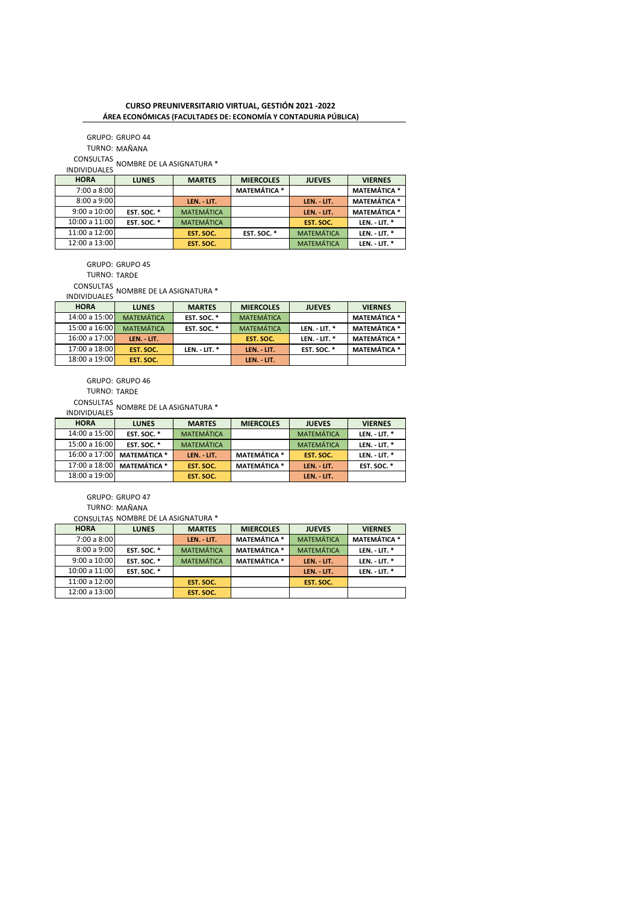**CURSO PREUNIVERSITARIO VIRTUAL, GESTIÓN 2021 -2022**

**ÁREA ECONÓMICAS (FACULTADES DE: ECONOMÍA Y CONTADURIA PÚBLICA)**

GRUPO: GRUPO 44

TURNO: MAÑANA

CONSULTAS INDIVIDUALES NOMBRE DE LA ASIGNATURA *

| HORA | LUNES | MARTES | MIERCOLES | JUEVES | VIERNES |
|---|---|---|---|---|---|
| 7:00 a 8:00 | | | MATEMÁTICA * | | MATEMÁTICA * |
| 8:00 a 9:00 | | LEN. - LIT. | | LEN. - LIT. | MATEMÁTICA * |
| 9:00 a 10:00 | EST. SOC. * | MATEMÁTICA | | LEN. - LIT. | MATEMÁTICA * |
| 10:00 a 11:00 | EST. SOC. * | MATEMÁTICA | | EST. SOC. | LEN. - LIT. * |
| 11:00 a 12:00 | | EST. SOC. | EST. SOC. * | MATEMÁTICA | LEN. - LIT. * |
| 12:00 a 13:00 | | EST. SOC. | | MATEMÁTICA | LEN. - LIT. * |

GRUPO: GRUPO 45

TURNO: TARDE

CONSULTAS INDIVIDUALES NOMBRE DE LA ASIGNATURA *

| HORA | LUNES | MARTES | MIERCOLES | JUEVES | VIERNES |
|---|---|---|---|---|---|
| 14:00 a 15:00 | MATEMÁTICA | EST. SOC. * | MATEMÁTICA | | MATEMÁTICA * |
| 15:00 a 16:00 | MATEMÁTICA | EST. SOC. * | MATEMÁTICA | LEN. - LIT. * | MATEMÁTICA * |
| 16:00 a 17:00 | LEN. - LIT. | | EST. SOC. | LEN. - LIT. * | MATEMÁTICA * |
| 17:00 a 18:00 | EST. SOC. | LEN. - LIT. * | LEN. - LIT. | EST. SOC. * | MATEMÁTICA * |
| 18:00 a 19:00 | EST. SOC. | | LEN. - LIT. | | |

GRUPO: GRUPO 46

TURNO: TARDE

CONSULTAS INDIVIDUALES NOMBRE DE LA ASIGNATURA *

| HORA | LUNES | MARTES | MIERCOLES | JUEVES | VIERNES |
|---|---|---|---|---|---|
| 14:00 a 15:00 | EST. SOC. * | MATEMÁTICA | | MATEMÁTICA | LEN. - LIT. * |
| 15:00 a 16:00 | EST. SOC. * | MATEMÁTICA | | MATEMÁTICA | LEN. - LIT. * |
| 16:00 a 17:00 | MATEMÁTICA * | LEN. - LIT. | MATEMÁTICA * | EST. SOC. | LEN. - LIT. * |
| 17:00 a 18:00 | MATEMÁTICA * | EST. SOC. | MATEMÁTICA * | LEN. - LIT. | EST. SOC. * |
| 18:00 a 19:00 | | EST. SOC. | | LEN. - LIT. | |

GRUPO: GRUPO 47

TURNO: MAÑANA

CONSULTAS NOMBRE DE LA ASIGNATURA *

| HORA | LUNES | MARTES | MIERCOLES | JUEVES | VIERNES |
|---|---|---|---|---|---|
| 7:00 a 8:00 | | LEN. - LIT. | MATEMÁTICA * | MATEMÁTICA | MATEMÁTICA * |
| 8:00 a 9:00 | EST. SOC. * | MATEMÁTICA | MATEMÁTICA * | MATEMÁTICA | LEN. - LIT. * |
| 9:00 a 10:00 | EST. SOC. * | MATEMÁTICA | MATEMÁTICA * | LEN. - LIT. | LEN. - LIT. * |
| 10:00 a 11:00 | EST. SOC. * | | | LEN. - LIT. | LEN. - LIT. * |
| 11:00 a 12:00 | | EST. SOC. | | EST. SOC. | |
| 12:00 a 13:00 | | EST. SOC. | | | |